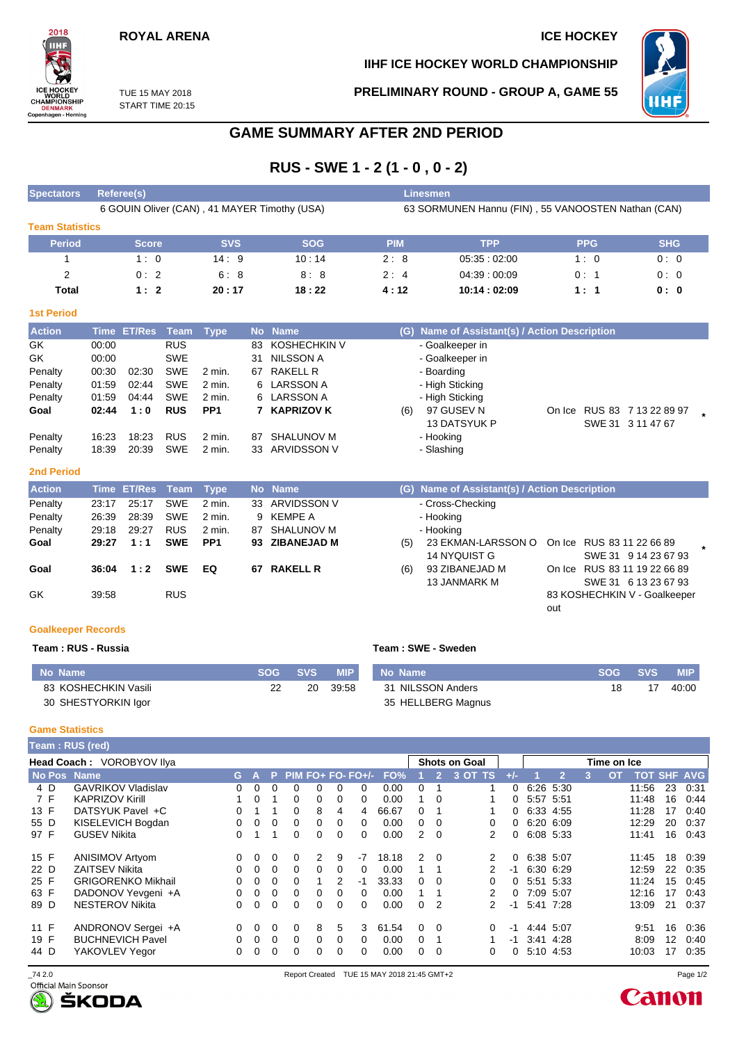ROYAL ARENA

ICE HOCKEY

IIHF ICE HOCKEY WORLD CHAMPIONSHIP

TUE 15 MAY 2018
START TIME 20:15

PRELIMINARY ROUND - GROUP A, GAME 55

# GAME SUMMARY AFTER 2ND PERIOD

## RUS - SWE 1 - 2 (1 - 0 , 0 - 2)

| Spectators | Referee(s) | Linesmen |
|---|---|---|
| | 6 GOUIN Oliver (CAN) , 41 MAYER Timothy (USA) | 63 SORMUNEN Hannu (FIN) , 55 VANOOSTEN Nathan (CAN) |

### Team Statistics

| Period | Score | SVS | SOG | PIM | TPP | PPG | SHG |
|---|---|---|---|---|---|---|---|
| 1 | 1 : 0 | 14 : 9 | 10 : 14 | 2 : 8 | 05:35 : 02:00 | 1 : 0 | 0 : 0 |
| 2 | 0 : 2 | 6 : 8 | 8 : 8 | 2 : 4 | 04:39 : 00:09 | 0 : 1 | 0 : 0 |
| **Total** | **1 : 2** | **20 : 17** | **18 : 22** | **4 : 12** | **10:14 : 02:09** | **1 : 1** | **0 : 0** |

### 1st Period

| Action | Time | ET/Res | Team | Type | No | Name | (G) | Name of Assistant(s) / Action Description | |
|---|---|---|---|---|---|---|---|---|---|
| GK | 00:00 | | RUS | | 83 | KOSHECHKIN V | | - Goalkeeper in | |
| GK | 00:00 | | SWE | | 31 | NILSSON A | | - Goalkeeper in | |
| Penalty | 00:30 | 02:30 | SWE | 2 min. | 67 | RAKELL R | | - Boarding | |
| Penalty | 01:59 | 02:44 | SWE | 2 min. | 6 | LARSSON A | | - High Sticking | |
| Penalty | 01:59 | 04:44 | SWE | 2 min. | 6 | LARSSON A | | - High Sticking | |
| **Goal** | **02:44** | **1 : 0** | **RUS** | **PP1** | **7** | **KAPRIZOV K** | (6) | 97 GUSEV N<br>13 DATSYUK P | On Ice RUS 83 7 13 22 89 97<br>SWE 31 3 11 47 67 * |
| Penalty | 16:23 | 18:23 | RUS | 2 min. | 87 | SHALUNOV M | | - Hooking | |
| Penalty | 18:39 | 20:39 | SWE | 2 min. | 33 | ARVIDSSON V | | - Slashing | |

### 2nd Period

| Action | Time | ET/Res | Team | Type | No | Name | (G) | Name of Assistant(s) / Action Description | |
|---|---|---|---|---|---|---|---|---|---|
| Penalty | 23:17 | 25:17 | SWE | 2 min. | 33 | ARVIDSSON V | | - Cross-Checking | |
| Penalty | 26:39 | 28:39 | SWE | 2 min. | 9 | KEMPE A | | - Hooking | |
| Penalty | 29:18 | 29:27 | RUS | 2 min. | 87 | SHALUNOV M | | - Hooking | |
| **Goal** | **29:27** | **1 : 1** | **SWE** | **PP1** | **93** | **ZIBANEJAD M** | (5) | 23 EKMAN-LARSSON O<br>14 NYQUIST G | On Ice RUS 83 11 22 66 89<br>SWE 31 9 14 23 67 93 * |
| **Goal** | **36:04** | **1 : 2** | **SWE** | **EQ** | **67** | **RAKELL R** | (6) | 93 ZIBANEJAD M<br>13 JANMARK M | On Ice RUS 83 11 19 22 66 89<br>SWE 31 6 13 23 67 93 |
| GK | 39:58 | | RUS | | | | | 83 KOSHECHKIN V - Goalkeeper out | |

### Goalkeeper Records

**Team : RUS - Russia**

| No | Name | SOG | SVS | MIP |
|---|---|---|---|---|
| 83 | KOSHECHKIN Vasili | 22 | 20 | 39:58 |
| 30 | SHESTYORKIN Igor | | | |

**Team : SWE - Sweden**

| No | Name | SOG | SVS | MIP |
|---|---|---|---|---|
| 31 | NILSSON Anders | 18 | 17 | 40:00 |
| 35 | HELLBERG Magnus | | | |

### Game Statistics

**Team : RUS (red)**

**Head Coach :** VOROBYOV Ilya

| No | Pos | Name | G | A | P | PIM | FO+ | FO- | FO+/- | FO% | SOG 1 | SOG 2 | SOG 3 | SOG OT | SOG TS | +/- | TOI 1 | TOI 2 | TOI 3 | TOI OT | TOT | SHF | AVG |
|---|---|---|---|---|---|---|---|---|---|---|---|---|---|---|---|---|---|---|---|---|---|---|---|
| 4 | D | GAVRIKOV Vladislav | 0 | 0 | 0 | 0 | 0 | 0 | 0 | 0.00 | 0 | 1 | | | 1 | 0 | 6:26 | 5:30 | | | 11:56 | 23 | 0:31 |
| 7 | F | KAPRIZOV Kirill | 1 | 0 | 1 | 0 | 0 | 0 | 0 | 0.00 | 1 | 0 | | | 1 | 0 | 5:57 | 5:51 | | | 11:48 | 16 | 0:44 |
| 13 | F | DATSYUK Pavel +C | 0 | 1 | 1 | 0 | 8 | 4 | 4 | 66.67 | 0 | 1 | | | 1 | 0 | 6:33 | 4:55 | | | 11:28 | 17 | 0:40 |
| 55 | D | KISELEVICH Bogdan | 0 | 0 | 0 | 0 | 0 | 0 | 0 | 0.00 | 0 | 0 | | | 0 | 0 | 6:20 | 6:09 | | | 12:29 | 20 | 0:37 |
| 97 | F | GUSEV Nikita | 0 | 1 | 1 | 0 | 0 | 0 | 0 | 0.00 | 2 | 0 | | | 2 | 0 | 6:08 | 5:33 | | | 11:41 | 16 | 0:43 |
| 15 | F | ANISIMOV Artyom | 0 | 0 | 0 | 0 | 2 | 9 | -7 | 18.18 | 2 | 0 | | | 2 | 0 | 6:38 | 5:07 | | | 11:45 | 18 | 0:39 |
| 22 | D | ZAITSEV Nikita | 0 | 0 | 0 | 0 | 0 | 0 | 0 | 0.00 | 1 | 1 | | | 2 | -1 | 6:30 | 6:29 | | | 12:59 | 22 | 0:35 |
| 25 | F | GRIGORENKO Mikhail | 0 | 0 | 0 | 0 | 1 | 2 | -1 | 33.33 | 0 | 0 | | | 0 | 0 | 5:51 | 5:33 | | | 11:24 | 15 | 0:45 |
| 63 | F | DADONOV Yevgeni +A | 0 | 0 | 0 | 0 | 0 | 0 | 0 | 0.00 | 1 | 1 | | | 2 | 0 | 7:09 | 5:07 | | | 12:16 | 17 | 0:43 |
| 89 | D | NESTEROV Nikita | 0 | 0 | 0 | 0 | 0 | 0 | 0 | 0.00 | 0 | 2 | | | 2 | -1 | 5:41 | 7:28 | | | 13:09 | 21 | 0:37 |
| 11 | F | ANDRONOV Sergei +A | 0 | 0 | 0 | 0 | 8 | 5 | 3 | 61.54 | 0 | 0 | | | 0 | -1 | 4:44 | 5:07 | | | 9:51 | 16 | 0:36 |
| 19 | F | BUCHNEVICH Pavel | 0 | 0 | 0 | 0 | 0 | 0 | 0 | 0.00 | 0 | 1 | | | 1 | -1 | 3:41 | 4:28 | | | 8:09 | 12 | 0:40 |
| 44 | D | YAKOVLEV Yegor | 0 | 0 | 0 | 0 | 0 | 0 | 0 | 0.00 | 0 | 0 | | | 0 | 0 | 5:10 | 4:53 | | | 10:03 | 17 | 0:35 |

_74 2.0 Report Created TUE 15 MAY 2018 21:45 GMT+2

Official Main Sponsor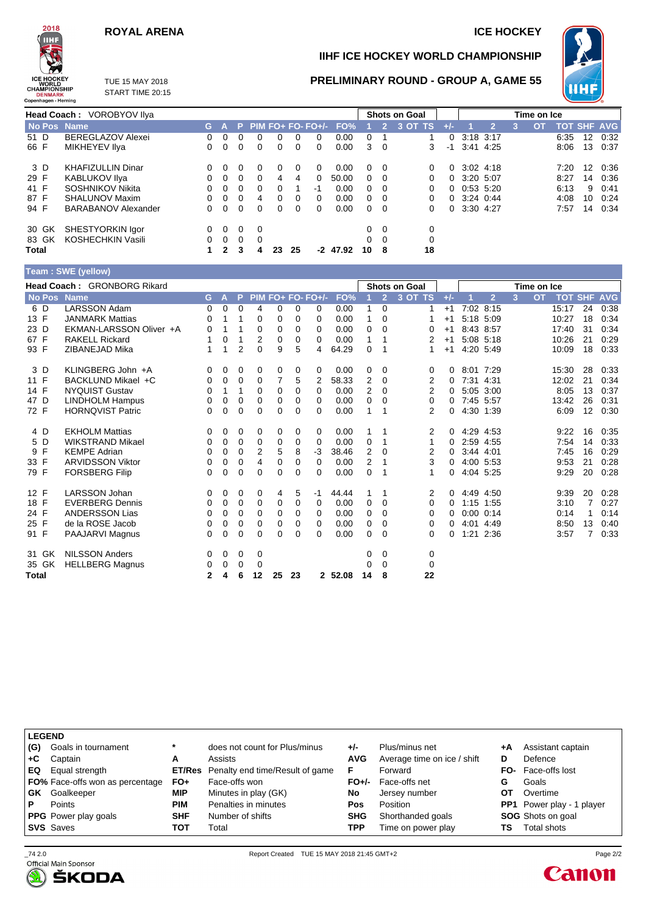ROYAL ARENA

ICE HOCKEY

TUE 15 MAY 2018
START TIME 20:15

## IIHF ICE HOCKEY WORLD CHAMPIONSHIP

### PRELIMINARY ROUND - GROUP A, GAME 55

**Head Coach :** VOROBYOV Ilya

| No | Pos | Name | G | A | P | PIM | FO+ | FO- | FO+/- | FO% | SOG 1 | SOG 2 | SOG 3 | SOG OT | SOG TS | +/- | TOI 1 | TOI 2 | TOI 3 | TOI OT | TOT | SHF | AVG |
|---|---|---|---|---|---|---|---|---|---|---|---|---|---|---|---|---|---|---|---|---|---|---|---|
| 51 | D | BEREGLAZOV Alexei | 0 | 0 | 0 | 0 | 0 | 0 | 0 | 0.00 | 0 | 1 | | | 1 | 0 | 3:18 | 3:17 | | | 6:35 | 12 | 0:32 |
| 66 | F | MIKHEYEV Ilya | 0 | 0 | 0 | 0 | 0 | 0 | 0 | 0.00 | 3 | 0 | | | 3 | -1 | 3:41 | 4:25 | | | 8:06 | 13 | 0:37 |
| 3 | D | KHAFIZULLIN Dinar | 0 | 0 | 0 | 0 | 0 | 0 | 0 | 0.00 | 0 | 0 | | | 0 | 0 | 3:02 | 4:18 | | | 7:20 | 12 | 0:36 |
| 29 | F | KABLUKOV Ilya | 0 | 0 | 0 | 0 | 4 | 4 | 0 | 50.00 | 0 | 0 | | | 0 | 0 | 3:20 | 5:07 | | | 8:27 | 14 | 0:36 |
| 41 | F | SOSHNIKOV Nikita | 0 | 0 | 0 | 0 | 0 | 1 | -1 | 0.00 | 0 | 0 | | | 0 | 0 | 0:53 | 5:20 | | | 6:13 | 9 | 0:41 |
| 87 | F | SHALUNOV Maxim | 0 | 0 | 0 | 4 | 0 | 0 | 0 | 0.00 | 0 | 0 | | | 0 | 0 | 3:24 | 0:44 | | | 4:08 | 10 | 0:24 |
| 94 | F | BARABANOV Alexander | 0 | 0 | 0 | 0 | 0 | 0 | 0 | 0.00 | 0 | 0 | | | 0 | 0 | 3:30 | 4:27 | | | 7:57 | 14 | 0:34 |
| 30 | GK | SHESTYORKIN Igor | 0 | 0 | 0 | 0 | | | | | 0 | 0 | | | 0 | | | | | | | | |
| 83 | GK | KOSHECHKIN Vasili | 0 | 0 | 0 | 0 | | | | | 0 | 0 | | | 0 | | | | | | | | |
| **Total** | | | **1** | **2** | **3** | **4** | **23** | **25** | **-2** | **47.92** | **10** | **8** | | | **18** | | | | | | | | |

## Team : SWE (yellow)

**Head Coach :** GRONBORG Rikard

| No | Pos | Name | G | A | P | PIM | FO+ | FO- | FO+/- | FO% | SOG 1 | SOG 2 | SOG 3 | SOG OT | SOG TS | +/- | TOI 1 | TOI 2 | TOI 3 | TOI OT | TOT | SHF | AVG |
|---|---|---|---|---|---|---|---|---|---|---|---|---|---|---|---|---|---|---|---|---|---|---|---|
| 6 | D | LARSSON Adam | 0 | 0 | 0 | 4 | 0 | 0 | 0 | 0.00 | 0 | 1 | | | 1 | +1 | 7:02 | 8:15 | | | 15:17 | 24 | 0:38 |
| 13 | F | JANMARK Mattias | 0 | 1 | 1 | 0 | 0 | 0 | 0 | 0.00 | 1 | 0 | | | 1 | +1 | 5:18 | 5:09 | | | 10:27 | 18 | 0:34 |
| 23 | D | EKMAN-LARSSON Oliver +A | 0 | 1 | 1 | 0 | 0 | 0 | 0 | 0.00 | 0 | 0 | | | 0 | +1 | 8:43 | 8:57 | | | 17:40 | 31 | 0:34 |
| 67 | F | RAKELL Rickard | 1 | 0 | 1 | 2 | 0 | 0 | 0 | 0.00 | 1 | 1 | | | 2 | +1 | 5:08 | 5:18 | | | 10:26 | 21 | 0:29 |
| 93 | F | ZIBANEJAD Mika | 1 | 1 | 2 | 0 | 9 | 5 | 4 | 64.29 | 0 | 1 | | | 1 | +1 | 4:20 | 5:49 | | | 10:09 | 18 | 0:33 |
| 3 | D | KLINGBERG John +A | 0 | 0 | 0 | 0 | 0 | 0 | 0 | 0.00 | 0 | 0 | | | 0 | 0 | 8:01 | 7:29 | | | 15:30 | 28 | 0:33 |
| 11 | F | BACKLUND Mikael +C | 0 | 0 | 0 | 0 | 7 | 5 | 2 | 58.33 | 2 | 0 | | | 2 | 0 | 7:31 | 4:31 | | | 12:02 | 21 | 0:34 |
| 14 | F | NYQUIST Gustav | 0 | 1 | 1 | 0 | 0 | 0 | 0 | 0.00 | 2 | 0 | | | 2 | 0 | 5:05 | 3:00 | | | 8:05 | 13 | 0:37 |
| 47 | D | LINDHOLM Hampus | 0 | 0 | 0 | 0 | 0 | 0 | 0 | 0.00 | 0 | 0 | | | 0 | 0 | 7:45 | 5:57 | | | 13:42 | 26 | 0:31 |
| 72 | F | HORNQVIST Patric | 0 | 0 | 0 | 0 | 0 | 0 | 0 | 0.00 | 1 | 1 | | | 2 | 0 | 4:30 | 1:39 | | | 6:09 | 12 | 0:30 |
| 4 | D | EKHOLM Mattias | 0 | 0 | 0 | 0 | 0 | 0 | 0 | 0.00 | 1 | 1 | | | 2 | 0 | 4:29 | 4:53 | | | 9:22 | 16 | 0:35 |
| 5 | D | WIKSTRAND Mikael | 0 | 0 | 0 | 0 | 0 | 0 | 0 | 0.00 | 0 | 1 | | | 1 | 0 | 2:59 | 4:55 | | | 7:54 | 14 | 0:33 |
| 9 | F | KEMPE Adrian | 0 | 0 | 0 | 2 | 5 | 8 | -3 | 38.46 | 2 | 0 | | | 2 | 0 | 3:44 | 4:01 | | | 7:45 | 16 | 0:29 |
| 33 | F | ARVIDSSON Viktor | 0 | 0 | 0 | 4 | 0 | 0 | 0 | 0.00 | 2 | 1 | | | 3 | 0 | 4:00 | 5:53 | | | 9:53 | 21 | 0:28 |
| 79 | F | FORSBERG Filip | 0 | 0 | 0 | 0 | 0 | 0 | 0 | 0.00 | 0 | 1 | | | 1 | 0 | 4:04 | 5:25 | | | 9:29 | 20 | 0:28 |
| 12 | F | LARSSON Johan | 0 | 0 | 0 | 0 | 4 | 5 | -1 | 44.44 | 1 | 1 | | | 2 | 0 | 4:49 | 4:50 | | | 9:39 | 20 | 0:28 |
| 18 | F | EVERBERG Dennis | 0 | 0 | 0 | 0 | 0 | 0 | 0 | 0.00 | 0 | 0 | | | 0 | 0 | 1:15 | 1:55 | | | 3:10 | 7 | 0:27 |
| 24 | F | ANDERSSON Lias | 0 | 0 | 0 | 0 | 0 | 0 | 0 | 0.00 | 0 | 0 | | | 0 | 0 | 0:00 | 0:14 | | | 0:14 | 1 | 0:14 |
| 25 | F | de la ROSE Jacob | 0 | 0 | 0 | 0 | 0 | 0 | 0 | 0.00 | 0 | 0 | | | 0 | 0 | 4:01 | 4:49 | | | 8:50 | 13 | 0:40 |
| 91 | F | PAAJARVI Magnus | 0 | 0 | 0 | 0 | 0 | 0 | 0 | 0.00 | 0 | 0 | | | 0 | 0 | 1:21 | 2:36 | | | 3:57 | 7 | 0:33 |
| 31 | GK | NILSSON Anders | 0 | 0 | 0 | 0 | | | | | 0 | 0 | | | 0 | | | | | | | | |
| 35 | GK | HELLBERG Magnus | 0 | 0 | 0 | 0 | | | | | 0 | 0 | | | 0 | | | | | | | | |
| **Total** | | | **2** | **4** | **6** | **12** | **25** | **23** | **2** | **52.08** | **14** | **8** | | | **22** | | | | | | | | |

**LEGEND**

| | | | | | | | |
|---|---|---|---|---|---|---|---|
| (G) | Goals in tournament | * | does not count for Plus/minus | +/- | Plus/minus net | +A | Assistant captain |
| +C | Captain | A | Assists | AVG | Average time on ice / shift | D | Defence |
| EQ | Equal strength | ET/Res | Penalty end time/Result of game | F | Forward | FO- | Face-offs lost |
| FO% | Face-offs won as percentage | FO+ | Face-offs won | FO+/- | Face-offs net | G | Goals |
| GK | Goalkeeper | MIP | Minutes in play (GK) | No | Jersey number | OT | Overtime |
| P | Points | PIM | Penalties in minutes | Pos | Position | PP1 | Power play - 1 player |
| PPG | Power play goals | SHF | Number of shifts | SHG | Shorthanded goals | SOG | Shots on goal |
| SVS | Saves | TOT | Total | TPP | Time on power play | TS | Total shots |

_74 2.0

Report Created TUE 15 MAY 2018 21:45 GMT+2

Official Main Sponsor